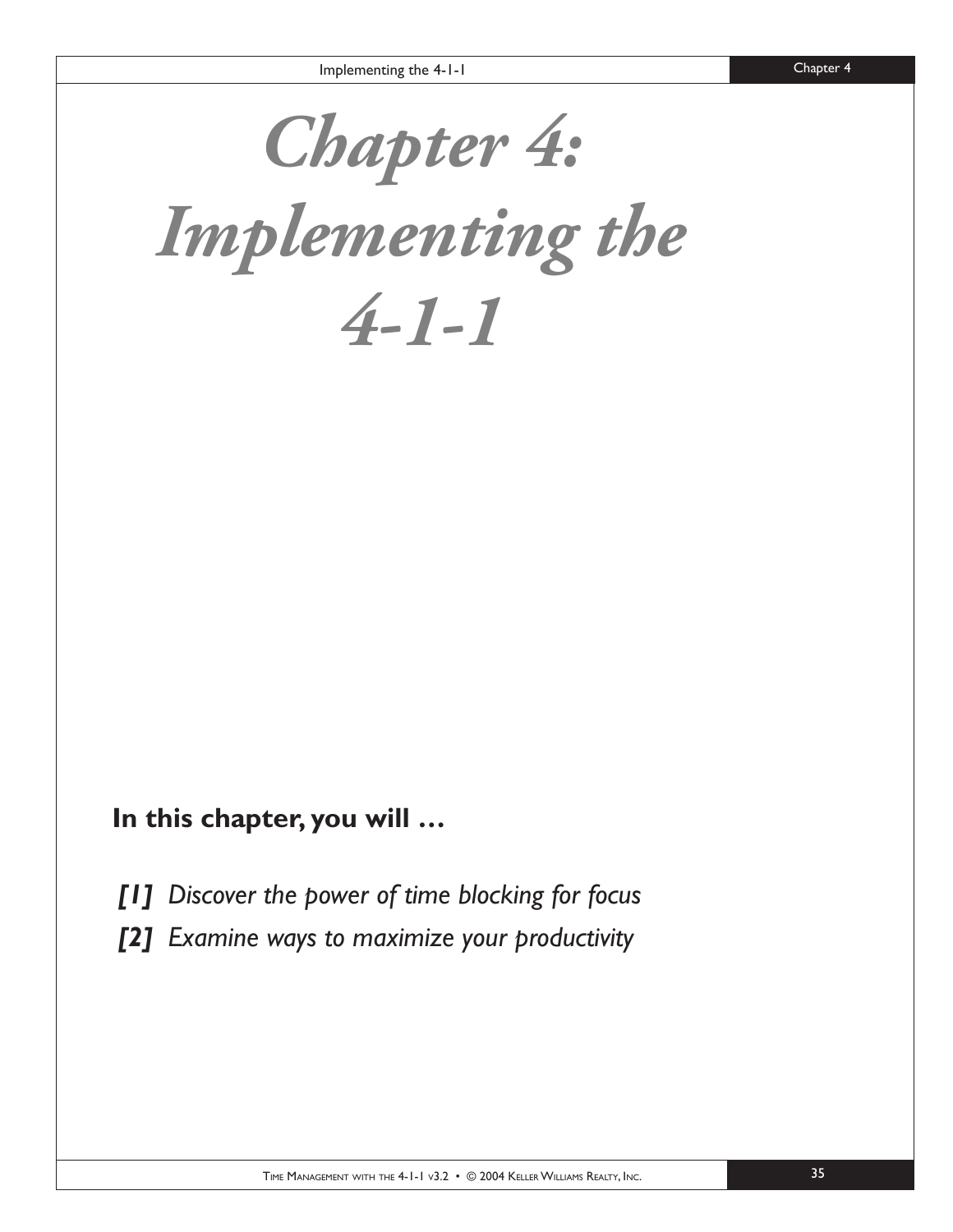# Chapter 4: Implementing the 4-1-1

**In this chapter, you will …**

*[1] Discover the power of time blocking for focus*

*[2] Examine ways to maximize your productivity*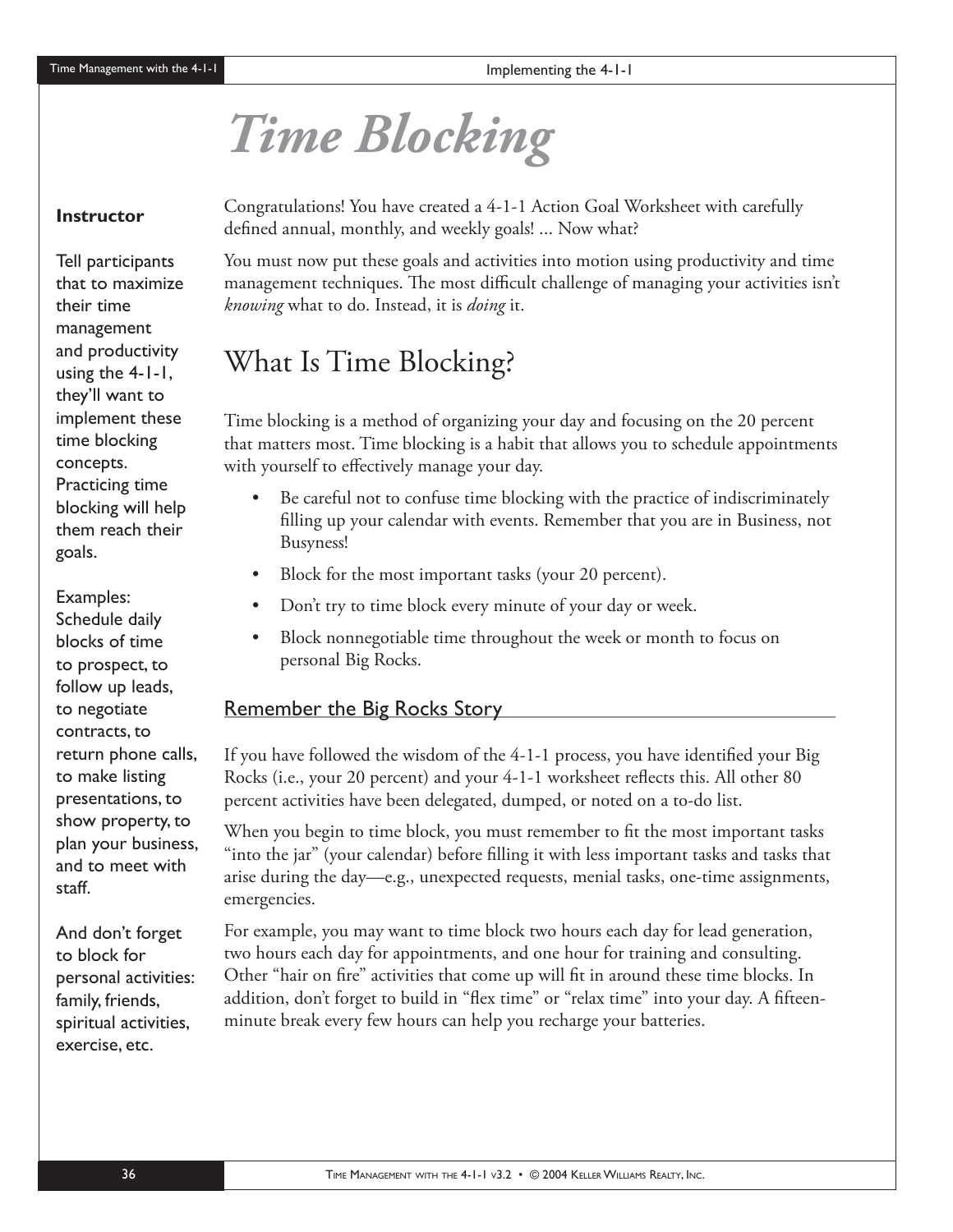# Time Blocking

**Instructor**

Tell participants that to maximize their time management and productivity using the 4-1-1, they'll want to implement these time blocking concepts. Practicing time blocking will help them reach their goals.

Examples: Schedule daily blocks of time to prospect, to follow up leads, to negotiate contracts, to return phone calls, to make listing presentations, to show property, to plan your business, and to meet with staff.

And don't forget to block for personal activities: family, friends, spiritual activities, exercise, etc.

Congratulations! You have created a 4-1-1 Action Goal Worksheet with carefully defined annual, monthly, and weekly goals! ... Now what?

You must now put these goals and activities into motion using productivity and time management techniques. The most difficult challenge of managing your activities isn't *knowing* what to do. Instead, it is *doing* it.

## What Is Time Blocking?

Time blocking is a method of organizing your day and focusing on the 20 percent that matters most. Time blocking is a habit that allows you to schedule appointments with yourself to effectively manage your day.

- Be careful not to confuse time blocking with the practice of indiscriminately filling up your calendar with events. Remember that you are in Business, not Busyness!
- Block for the most important tasks (your 20 percent).
- Don't try to time block every minute of your day or week.
- Block nonnegotiable time throughout the week or month to focus on personal Big Rocks.

### Remember the Big Rocks Story

If you have followed the wisdom of the 4-1-1 process, you have identified your Big Rocks (i.e., your 20 percent) and your 4-1-1 worksheet reflects this. All other 80 percent activities have been delegated, dumped, or noted on a to-do list.

When you begin to time block, you must remember to fit the most important tasks "into the jar" (your calendar) before filling it with less important tasks and tasks that arise during the day—e.g., unexpected requests, menial tasks, one-time assignments, emergencies.

For example, you may want to time block two hours each day for lead generation, two hours each day for appointments, and one hour for training and consulting. Other "hair on fire" activities that come up will fit in around these time blocks. In addition, don't forget to build in "flex time" or "relax time" into your day. A fifteen-minute break every few hours can help you recharge your batteries.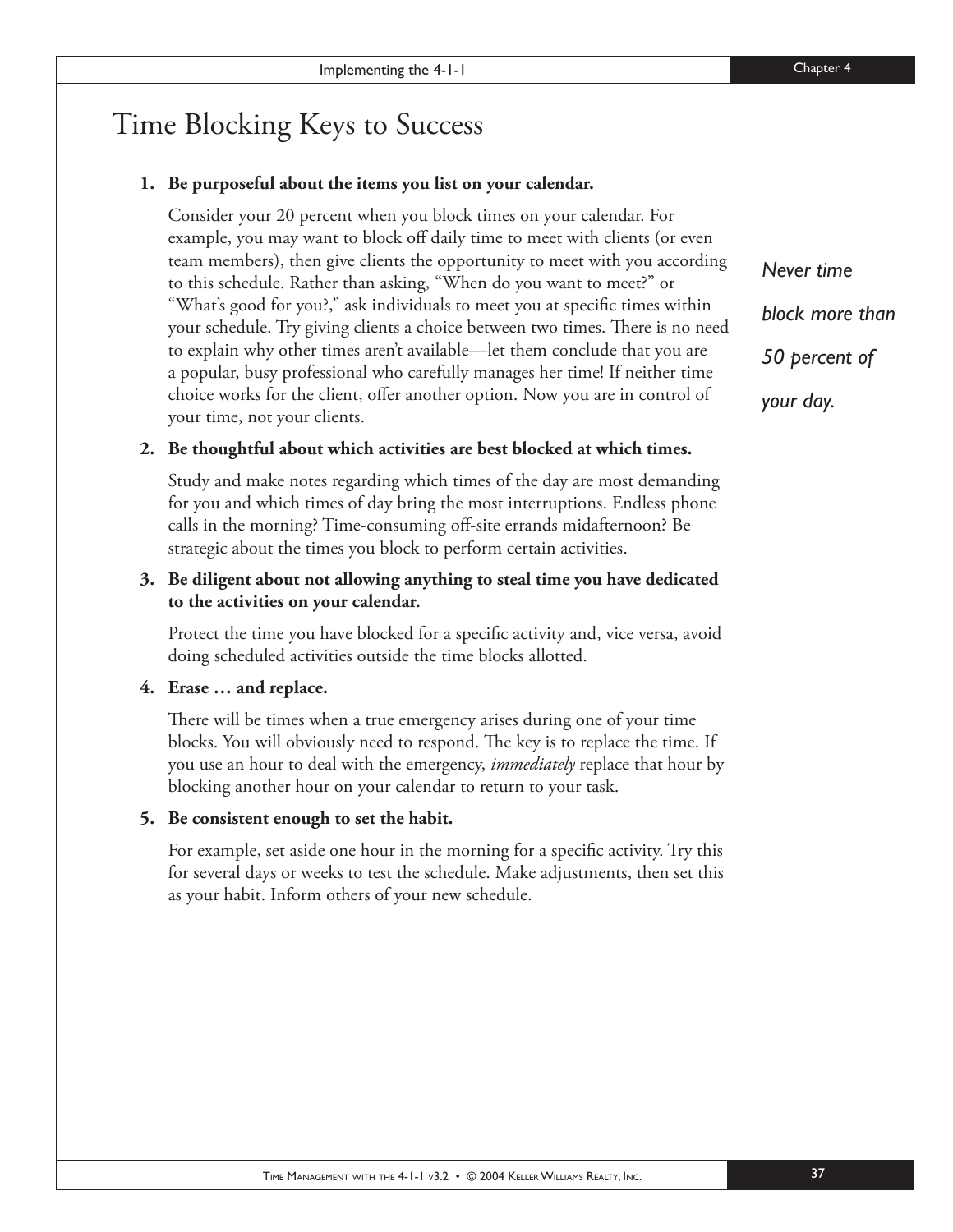# Time Blocking Keys to Success

1. **Be purposeful about the items you list on your calendar.**

   Consider your 20 percent when you block times on your calendar. For example, you may want to block off daily time to meet with clients (or even team members), then give clients the opportunity to meet with you according to this schedule. Rather than asking, "When do you want to meet?" or "What's good for you?," ask individuals to meet you at specific times within your schedule. Try giving clients a choice between two times. There is no need to explain why other times aren't available—let them conclude that you are a popular, busy professional who carefully manages her time! If neither time choice works for the client, offer another option. Now you are in control of your time, not your clients.

2. **Be thoughtful about which activities are best blocked at which times.**

   Study and make notes regarding which times of the day are most demanding for you and which times of day bring the most interruptions. Endless phone calls in the morning? Time-consuming off-site errands midafternoon? Be strategic about the times you block to perform certain activities.

3. **Be diligent about not allowing anything to steal time you have dedicated to the activities on your calendar.**

   Protect the time you have blocked for a specific activity and, vice versa, avoid doing scheduled activities outside the time blocks allotted.

4. **Erase … and replace.**

   There will be times when a true emergency arises during one of your time blocks. You will obviously need to respond. The key is to replace the time. If you use an hour to deal with the emergency, *immediately* replace that hour by blocking another hour on your calendar to return to your task.

5. **Be consistent enough to set the habit.**

   For example, set aside one hour in the morning for a specific activity. Try this for several days or weeks to test the schedule. Make adjustments, then set this as your habit. Inform others of your new schedule.

*Never time block more than 50 percent of your day.*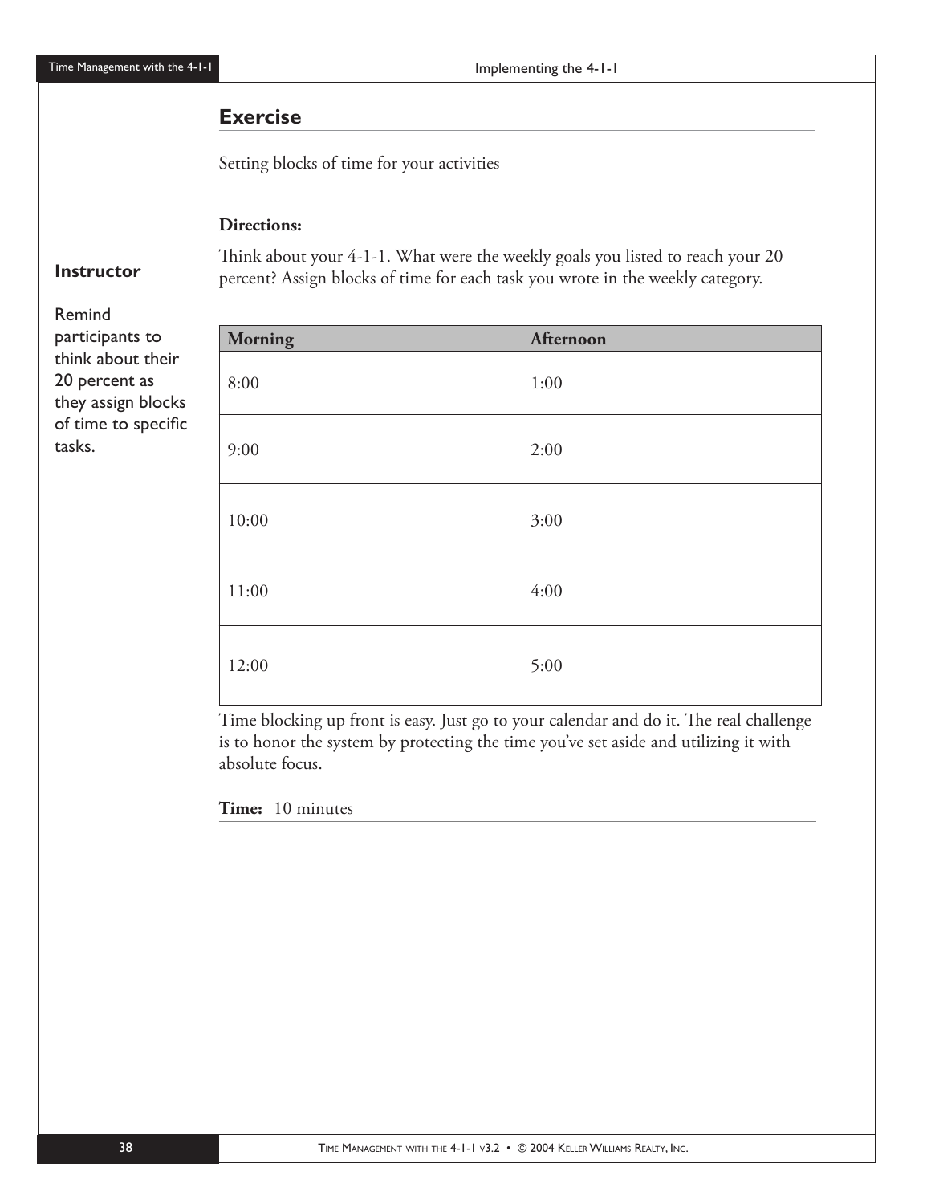## Exercise

Setting blocks of time for your activities

**Directions:**

Think about your 4-1-1. What were the weekly goals you listed to reach your 20 percent? Assign blocks of time for each task you wrote in the weekly category.

**Instructor**

Remind participants to think about their 20 percent as they assign blocks of time to specific tasks.

| Morning | Afternoon |
|---|---|
| 8:00 | 1:00 |
| 9:00 | 2:00 |
| 10:00 | 3:00 |
| 11:00 | 4:00 |
| 12:00 | 5:00 |

Time blocking up front is easy. Just go to your calendar and do it. The real challenge is to honor the system by protecting the time you've set aside and utilizing it with absolute focus.

**Time:** 10 minutes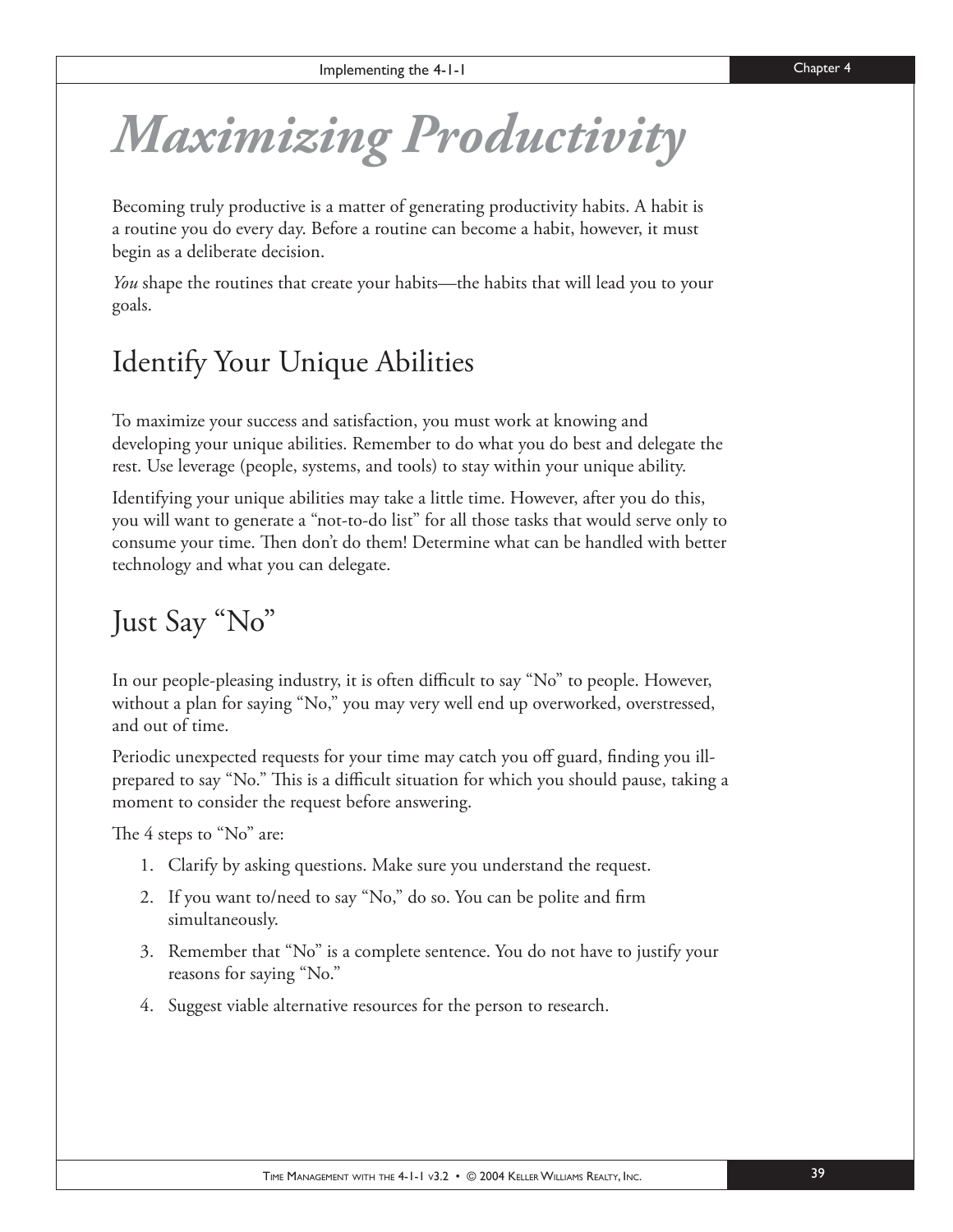# *Maximizing Productivity*

Becoming truly productive is a matter of generating productivity habits. A habit is a routine you do every day. Before a routine can become a habit, however, it must begin as a deliberate decision.

*You* shape the routines that create your habits—the habits that will lead you to your goals.

## Identify Your Unique Abilities

To maximize your success and satisfaction, you must work at knowing and developing your unique abilities. Remember to do what you do best and delegate the rest. Use leverage (people, systems, and tools) to stay within your unique ability.

Identifying your unique abilities may take a little time. However, after you do this, you will want to generate a "not-to-do list" for all those tasks that would serve only to consume your time. Then don't do them! Determine what can be handled with better technology and what you can delegate.

## Just Say "No"

In our people-pleasing industry, it is often difficult to say "No" to people. However, without a plan for saying "No," you may very well end up overworked, overstressed, and out of time.

Periodic unexpected requests for your time may catch you off guard, finding you ill-prepared to say "No." This is a difficult situation for which you should pause, taking a moment to consider the request before answering.

The 4 steps to "No" are:

1. Clarify by asking questions. Make sure you understand the request.
2. If you want to/need to say "No," do so. You can be polite and firm simultaneously.
3. Remember that "No" is a complete sentence. You do not have to justify your reasons for saying "No."
4. Suggest viable alternative resources for the person to research.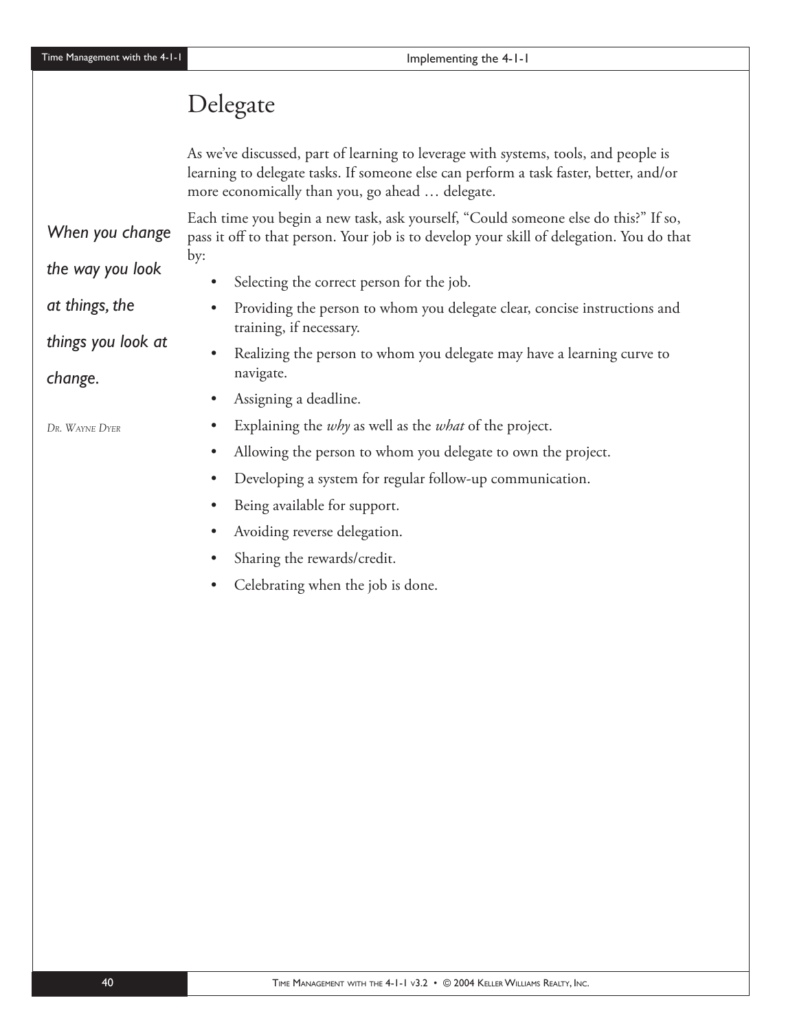# Delegate

As we've discussed, part of learning to leverage with systems, tools, and people is learning to delegate tasks. If someone else can perform a task faster, better, and/or more economically than you, go ahead … delegate.

*When you change the way you look at things, the things you look at change.*

Dr. Wayne Dyer

Each time you begin a new task, ask yourself, "Could someone else do this?" If so, pass it off to that person. Your job is to develop your skill of delegation. You do that by:

- Selecting the correct person for the job.
- Providing the person to whom you delegate clear, concise instructions and training, if necessary.
- Realizing the person to whom you delegate may have a learning curve to navigate.
- Assigning a deadline.
- Explaining the *why* as well as the *what* of the project.
- Allowing the person to whom you delegate to own the project.
- Developing a system for regular follow-up communication.
- Being available for support.
- Avoiding reverse delegation.
- Sharing the rewards/credit.
- Celebrating when the job is done.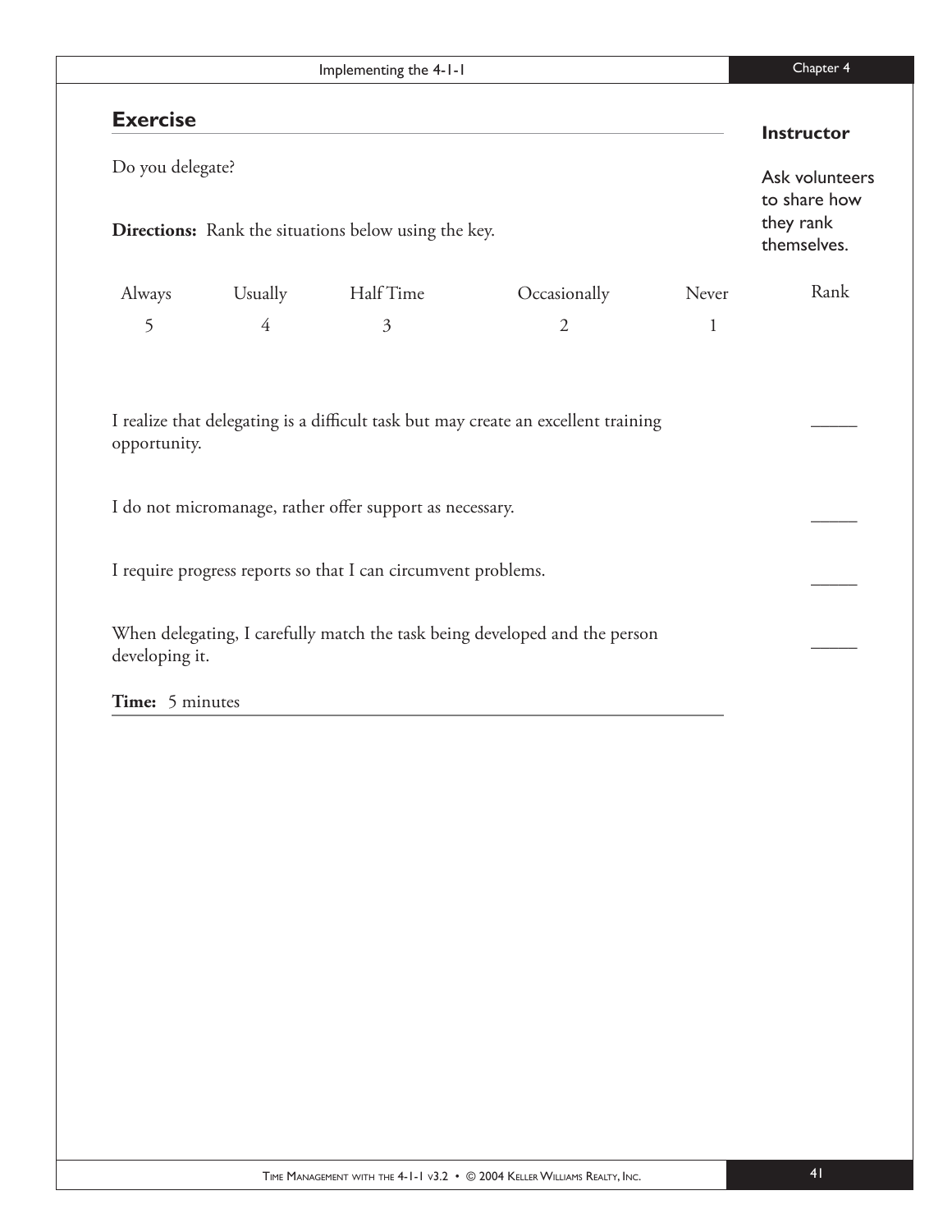## Exercise

**Instructor**

Ask volunteers to share how they rank themselves.

Do you delegate?

**Directions:** Rank the situations below using the key.

| Always | Usually | Half Time | Occasionally | Never |
|---|---|---|---|---|
| 5 | 4 | 3 | 2 | 1 |

| | Rank |
|---|---|
| I realize that delegating is a difficult task but may create an excellent training opportunity. | _____ |
| I do not micromanage, rather offer support as necessary. | _____ |
| I require progress reports so that I can circumvent problems. | _____ |
| When delegating, I carefully match the task being developed and the person developing it. | _____ |

**Time:** 5 minutes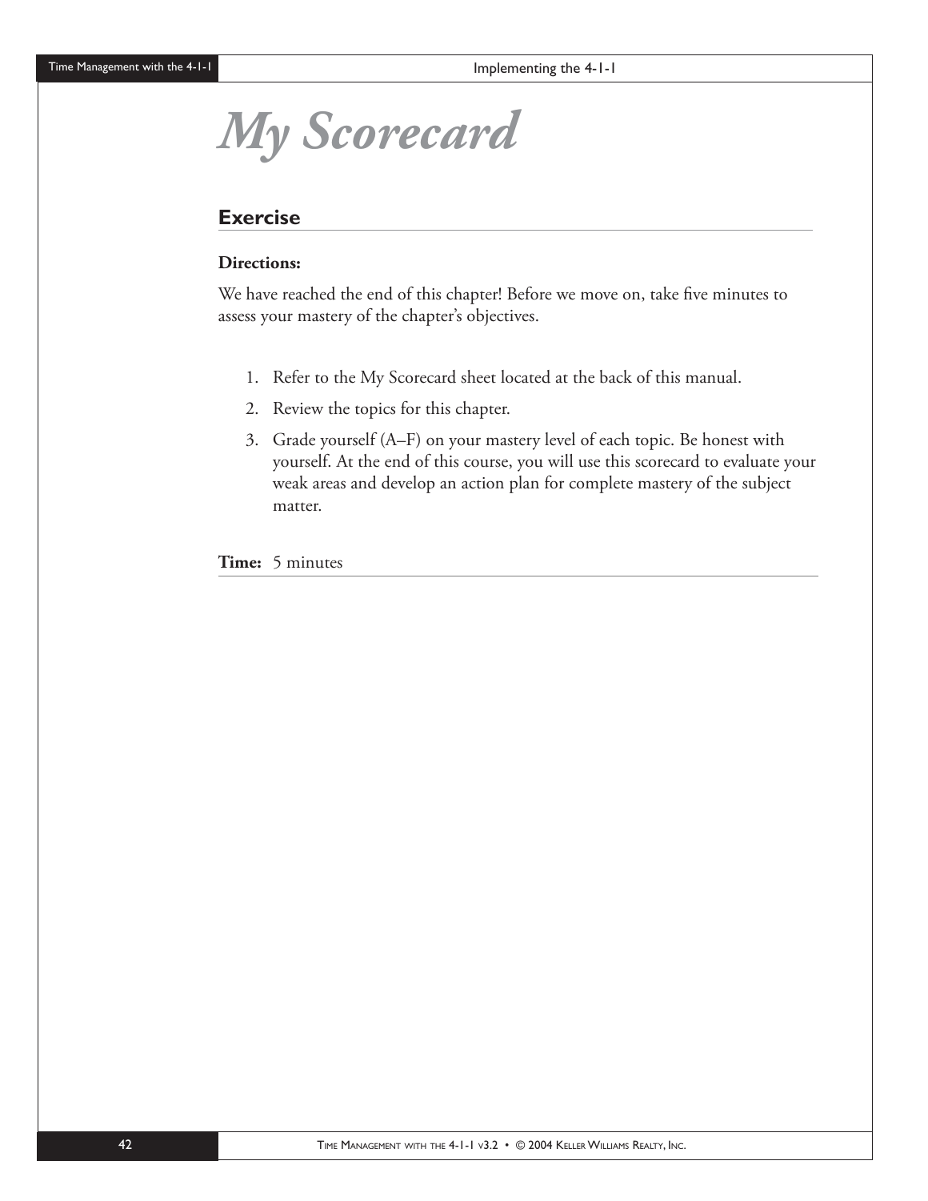# *My Scorecard*

## Exercise

**Directions:**

We have reached the end of this chapter! Before we move on, take five minutes to assess your mastery of the chapter's objectives.

1. Refer to the My Scorecard sheet located at the back of this manual.
2. Review the topics for this chapter.
3. Grade yourself (A–F) on your mastery level of each topic. Be honest with yourself. At the end of this course, you will use this scorecard to evaluate your weak areas and develop an action plan for complete mastery of the subject matter.

**Time:** 5 minutes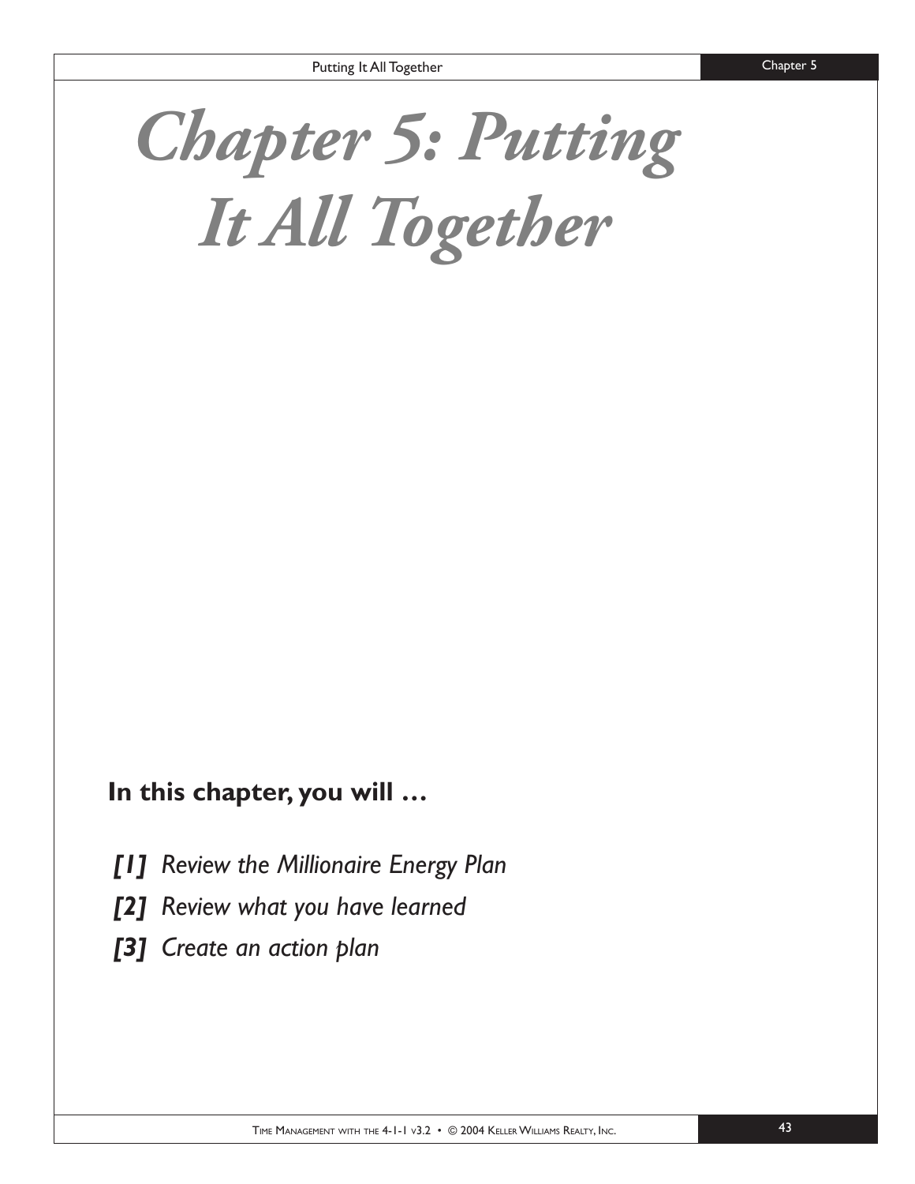# Chapter 5: Putting It All Together

**In this chapter, you will …**

***[1]*** *Review the Millionaire Energy Plan*

***[2]*** *Review what you have learned*

***[3]*** *Create an action plan*